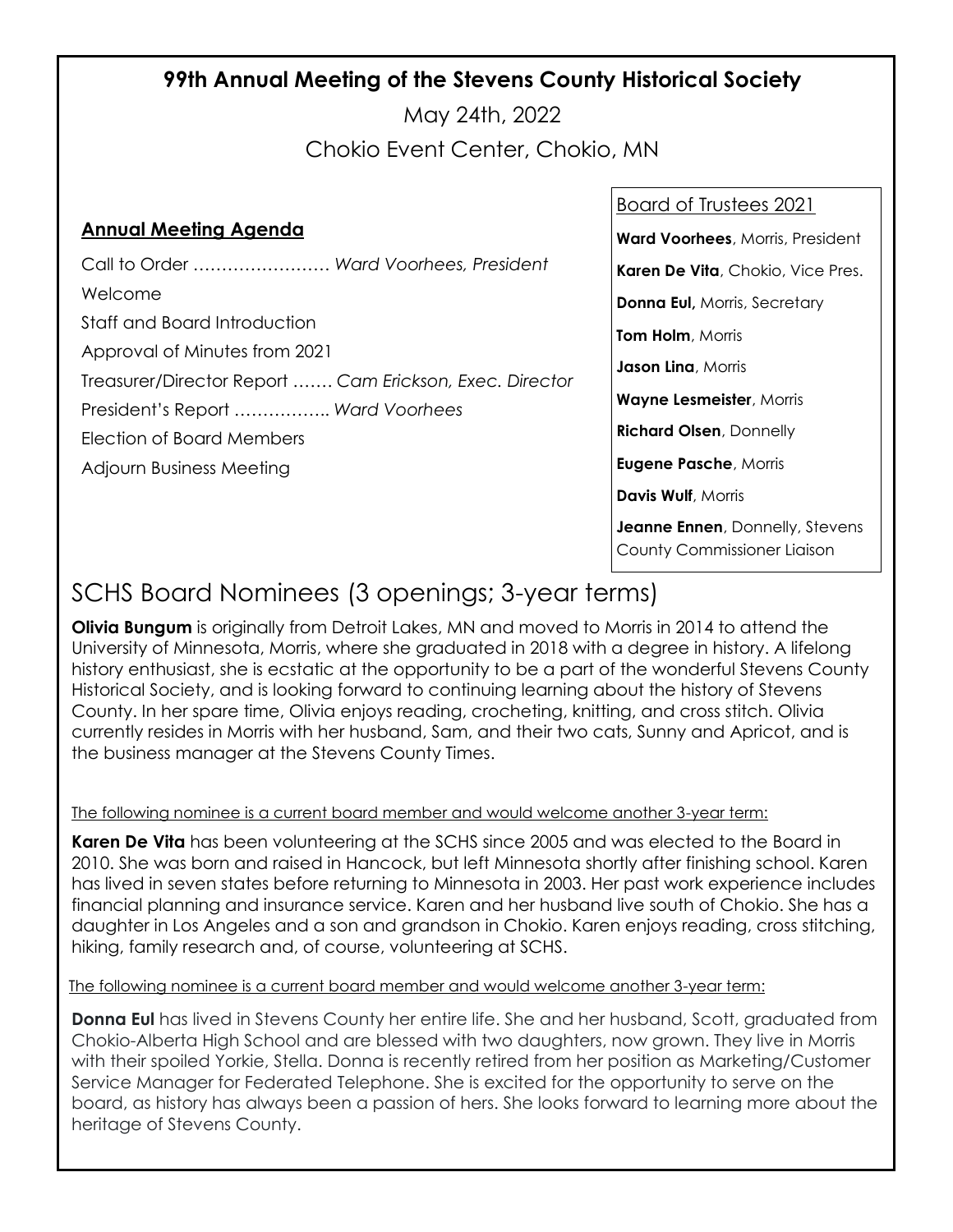# 99th Annual Meeting of the Stevens County Historical Society

May 24th, 2022

Chokio Event Center, Chokio, MN

## Annual Meeting Agenda

Call to Order …………………… *Ward Voorhees, President*

Welcome

Staff and Board Introduction

Approval of Minutes from 2021

Treasurer/Director Report ……. *Cam Erickson, Exec. Director*

President's Report …………….. *Ward Voorhees*

Election of Board Members

Adjourn Business Meeting

### Board of Trustees 2021

**Ward Voorhees**, Morris, President

**Karen De Vita**, Chokio, Vice Pres.

**Donna Eul,** Morris, Secretary

**Tom Holm**, Morris

**Jason Lina**, Morris

**Wayne Lesmeister**, Morris

**Richard Olsen**, Donnelly

**Eugene Pasche**, Morris

**Davis Wulf**, Morris

**Jeanne Ennen**, Donnelly, Stevens County Commissioner Liaison

## SCHS Board Nominees (3 openings; 3-year terms)

**Olivia Bungum** is originally from Detroit Lakes, MN and moved to Morris in 2014 to attend the University of Minnesota, Morris, where she graduated in 2018 with a degree in history. A lifelong history enthusiast, she is ecstatic at the opportunity to be a part of the wonderful Stevens County Historical Society, and is looking forward to continuing learning about the history of Stevens County. In her spare time, Olivia enjoys reading, crocheting, knitting, and cross stitch. Olivia currently resides in Morris with her husband, Sam, and their two cats, Sunny and Apricot, and is the business manager at the Stevens County Times.

The following nominee is a current board member and would welcome another 3-year term:

**Karen De Vita** has been volunteering at the SCHS since 2005 and was elected to the Board in 2010. She was born and raised in Hancock, but left Minnesota shortly after finishing school. Karen has lived in seven states before returning to Minnesota in 2003. Her past work experience includes financial planning and insurance service. Karen and her husband live south of Chokio. She has a daughter in Los Angeles and a son and grandson in Chokio. Karen enjoys reading, cross stitching, hiking, family research and, of course, volunteering at SCHS.

The following nominee is a current board member and would welcome another 3-year term:

**Donna Eul** has lived in Stevens County her entire life. She and her husband, Scott, graduated from Chokio-Alberta High School and are blessed with two daughters, now grown. They live in Morris with their spoiled Yorkie, Stella. Donna is recently retired from her position as Marketing/Customer Service Manager for Federated Telephone. She is excited for the opportunity to serve on the board, as history has always been a passion of hers. She looks forward to learning more about the heritage of Stevens County.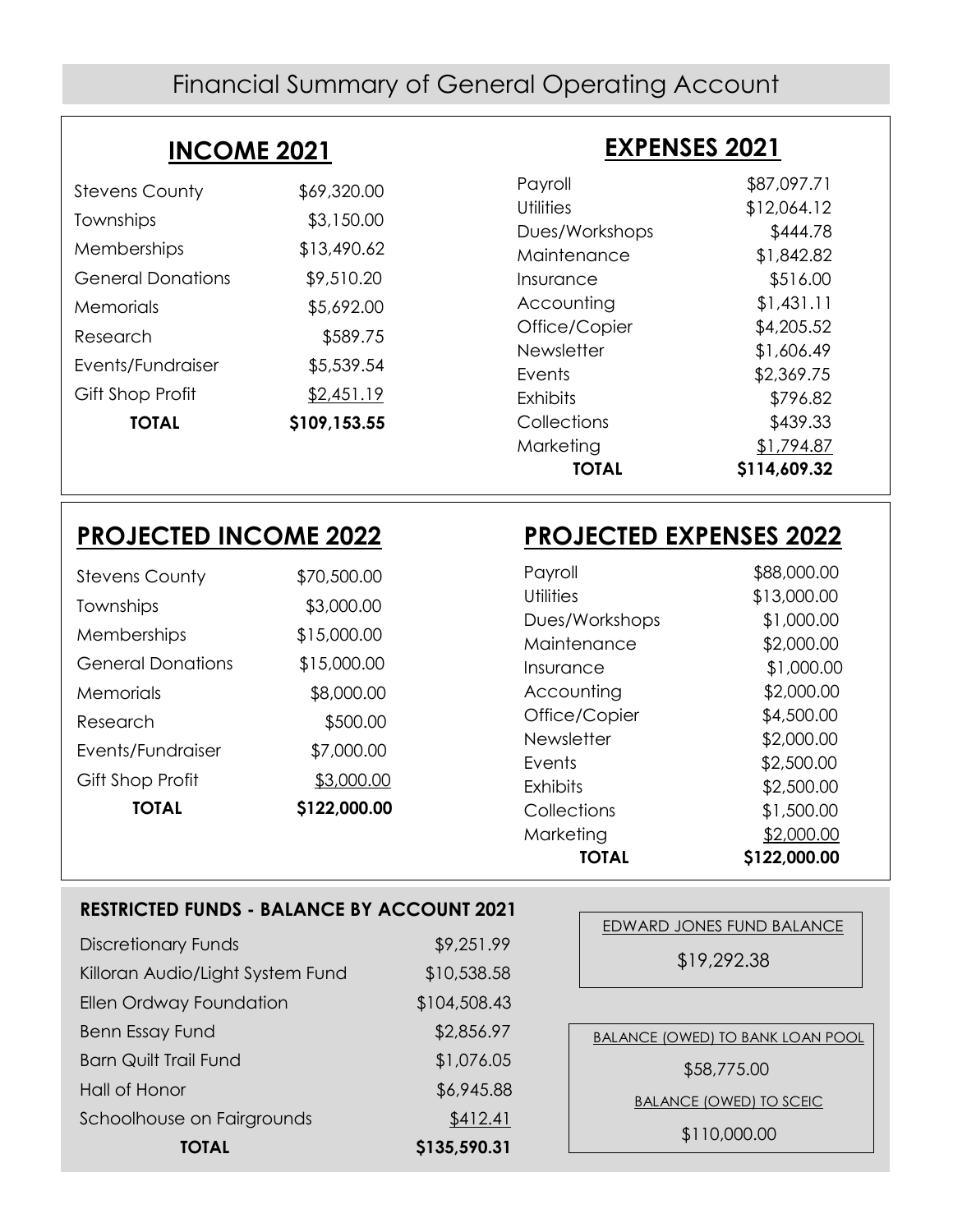# Financial Summary of General Operating Account

## INCOME 2021

| | |
|---|---|
| Stevens County | $69,320.00 |
| Townships | $3,150.00 |
| Memberships | $13,490.62 |
| General Donations | $9,510.20 |
| Memorials | $5,692.00 |
| Research | $589.75 |
| Events/Fundraiser | $5,539.54 |
| Gift Shop Profit | $2,451.19 |
| **TOTAL** | **$109,153.55** |

## EXPENSES 2021

| | |
|---|---|
| Payroll | $87,097.71 |
| Utilities | $12,064.12 |
| Dues/Workshops | $444.78 |
| Maintenance | $1,842.82 |
| Insurance | $516.00 |
| Accounting | $1,431.11 |
| Office/Copier | $4,205.52 |
| Newsletter | $1,606.49 |
| Events | $2,369.75 |
| Exhibits | $796.82 |
| Collections | $439.33 |
| Marketing | $1,794.87 |
| **TOTAL** | **$114,609.32** |

## PROJECTED INCOME 2022

| | |
|---|---|
| Stevens County | $70,500.00 |
| Townships | $3,000.00 |
| Memberships | $15,000.00 |
| General Donations | $15,000.00 |
| Memorials | $8,000.00 |
| Research | $500.00 |
| Events/Fundraiser | $7,000.00 |
| Gift Shop Profit | $3,000.00 |
| **TOTAL** | **$122,000.00** |

## PROJECTED EXPENSES 2022

| | |
|---|---|
| Payroll | $88,000.00 |
| Utilities | $13,000.00 |
| Dues/Workshops | $1,000.00 |
| Maintenance | $2,000.00 |
| Insurance | $1,000.00 |
| Accounting | $2,000.00 |
| Office/Copier | $4,500.00 |
| Newsletter | $2,000.00 |
| Events | $2,500.00 |
| Exhibits | $2,500.00 |
| Collections | $1,500.00 |
| Marketing | $2,000.00 |
| **TOTAL** | **$122,000.00** |

### RESTRICTED FUNDS - BALANCE BY ACCOUNT 2021

| | |
|---|---|
| Discretionary Funds | $9,251.99 |
| Killoran Audio/Light System Fund | $10,538.58 |
| Ellen Ordway Foundation | $104,508.43 |
| Benn Essay Fund | $2,856.97 |
| Barn Quilt Trail Fund | $1,076.05 |
| Hall of Honor | $6,945.88 |
| Schoolhouse on Fairgrounds | $412.41 |
| **TOTAL** | **$135,590.31** |

EDWARD JONES FUND BALANCE

$19,292.38

BALANCE (OWED) TO BANK LOAN POOL

$58,775.00

BALANCE (OWED) TO SCEIC

$110,000.00